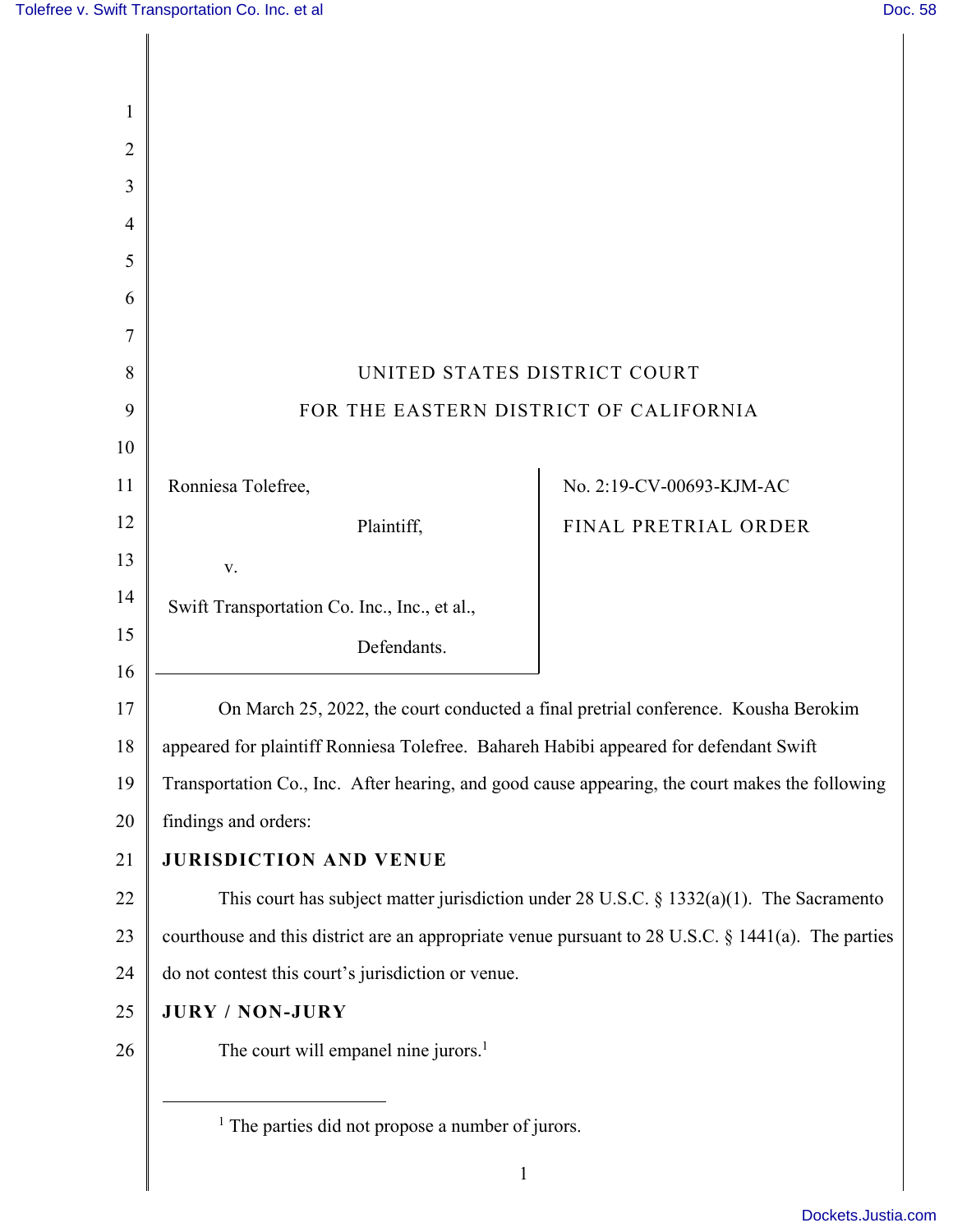UNITED STATES DISTRICT COURT

FOR THE EASTERN DISTRICT OF CALIFORNIA

| | |
|---|---|
| Ronniesa Tolefree,<br><br>Plaintiff,<br><br>v.<br><br>Swift Transportation Co. Inc., Inc., et al.,<br><br>Defendants. | No. 2:19-CV-00693-KJM-AC<br><br>FINAL PRETRIAL ORDER |

On March 25, 2022, the court conducted a final pretrial conference. Kousha Berokim appeared for plaintiff Ronniesa Tolefree. Bahareh Habibi appeared for defendant Swift Transportation Co., Inc. After hearing, and good cause appearing, the court makes the following findings and orders:

**JURISDICTION AND VENUE**

This court has subject matter jurisdiction under 28 U.S.C. § 1332(a)(1). The Sacramento courthouse and this district are an appropriate venue pursuant to 28 U.S.C. § 1441(a). The parties do not contest this court's jurisdiction or venue.

**JURY / NON-JURY**

The court will empanel nine jurors.[1]

---

[1] The parties did not propose a number of jurors.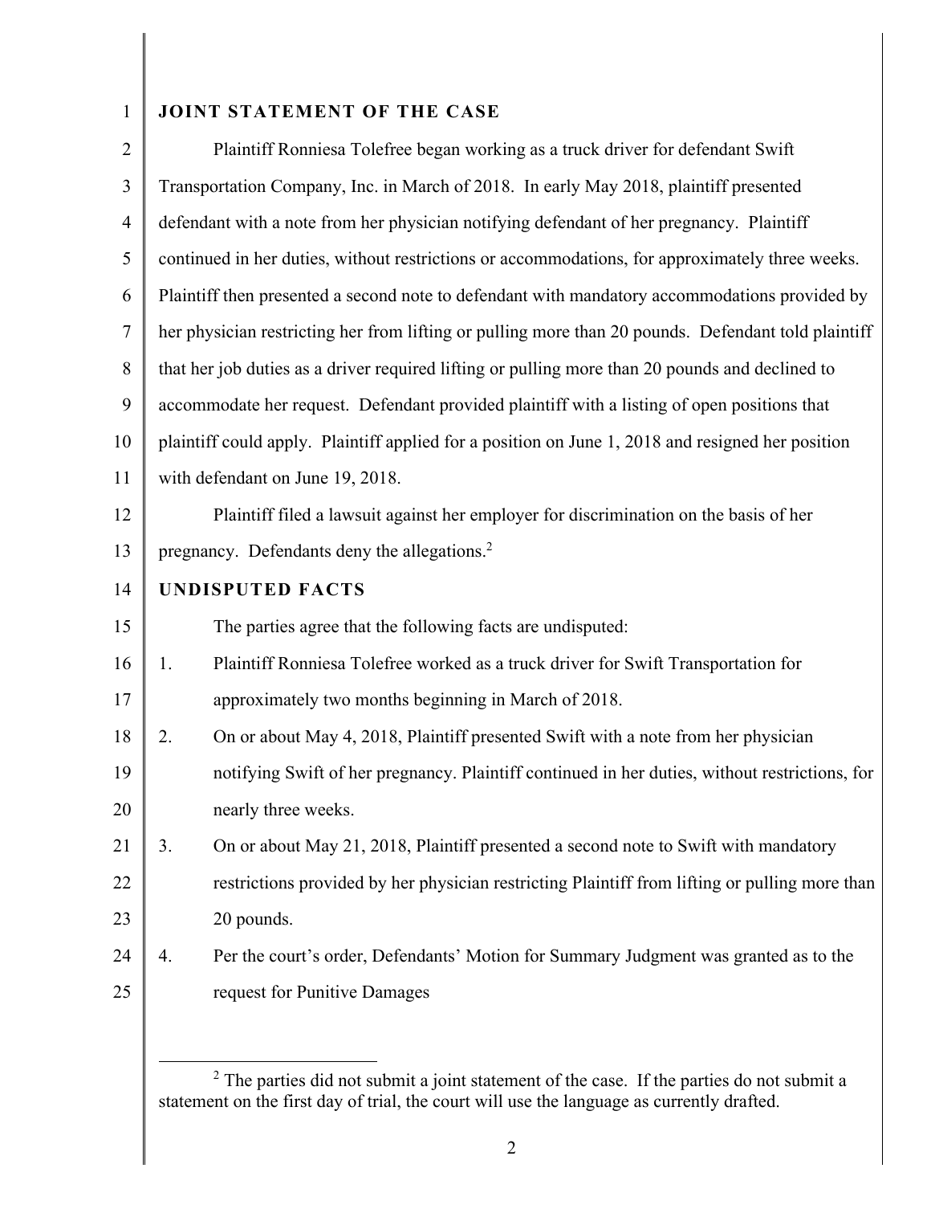## JOINT STATEMENT OF THE CASE

Plaintiff Ronniesa Tolefree began working as a truck driver for defendant Swift Transportation Company, Inc. in March of 2018. In early May 2018, plaintiff presented defendant with a note from her physician notifying defendant of her pregnancy. Plaintiff continued in her duties, without restrictions or accommodations, for approximately three weeks. Plaintiff then presented a second note to defendant with mandatory accommodations provided by her physician restricting her from lifting or pulling more than 20 pounds. Defendant told plaintiff that her job duties as a driver required lifting or pulling more than 20 pounds and declined to accommodate her request. Defendant provided plaintiff with a listing of open positions that plaintiff could apply. Plaintiff applied for a position on June 1, 2018 and resigned her position with defendant on June 19, 2018.

Plaintiff filed a lawsuit against her employer for discrimination on the basis of her pregnancy. Defendants deny the allegations.[2]

## UNDISPUTED FACTS

The parties agree that the following facts are undisputed:

1. Plaintiff Ronniesa Tolefree worked as a truck driver for Swift Transportation for approximately two months beginning in March of 2018.
2. On or about May 4, 2018, Plaintiff presented Swift with a note from her physician notifying Swift of her pregnancy. Plaintiff continued in her duties, without restrictions, for nearly three weeks.
3. On or about May 21, 2018, Plaintiff presented a second note to Swift with mandatory restrictions provided by her physician restricting Plaintiff from lifting or pulling more than 20 pounds.
4. Per the court's order, Defendants' Motion for Summary Judgment was granted as to the request for Punitive Damages

[2] The parties did not submit a joint statement of the case. If the parties do not submit a statement on the first day of trial, the court will use the language as currently drafted.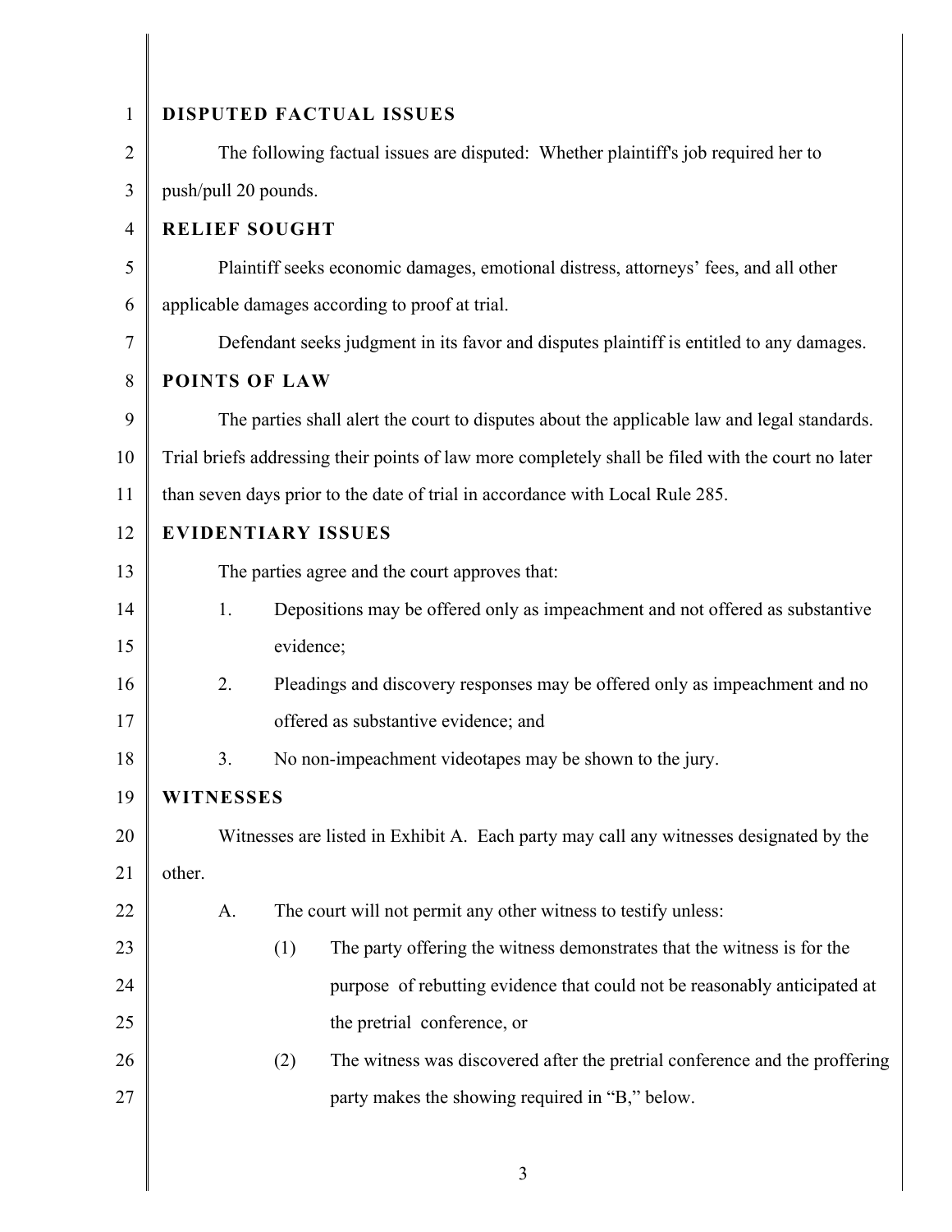## DISPUTED FACTUAL ISSUES

The following factual issues are disputed: Whether plaintiff's job required her to push/pull 20 pounds.

## RELIEF SOUGHT

Plaintiff seeks economic damages, emotional distress, attorneys' fees, and all other applicable damages according to proof at trial.

Defendant seeks judgment in its favor and disputes plaintiff is entitled to any damages.

## POINTS OF LAW

The parties shall alert the court to disputes about the applicable law and legal standards. Trial briefs addressing their points of law more completely shall be filed with the court no later than seven days prior to the date of trial in accordance with Local Rule 285.

## EVIDENTIARY ISSUES

The parties agree and the court approves that:

1. Depositions may be offered only as impeachment and not offered as substantive evidence;
2. Pleadings and discovery responses may be offered only as impeachment and no offered as substantive evidence; and
3. No non-impeachment videotapes may be shown to the jury.

## WITNESSES

Witnesses are listed in Exhibit A. Each party may call any witnesses designated by the other.

A. The court will not permit any other witness to testify unless:

   (1) The party offering the witness demonstrates that the witness is for the purpose of rebutting evidence that could not be reasonably anticipated at the pretrial conference, or

   (2) The witness was discovered after the pretrial conference and the proffering party makes the showing required in "B," below.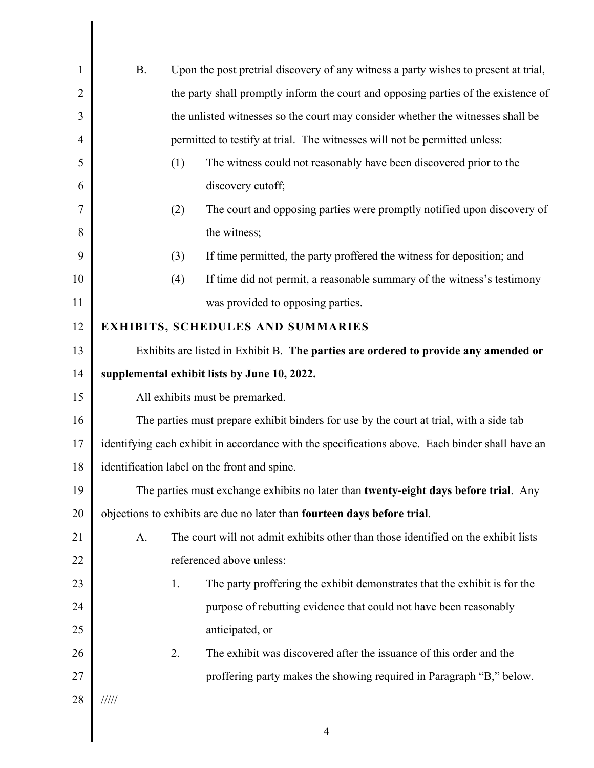B. Upon the post pretrial discovery of any witness a party wishes to present at trial, the party shall promptly inform the court and opposing parties of the existence of the unlisted witnesses so the court may consider whether the witnesses shall be permitted to testify at trial. The witnesses will not be permitted unless:

   (1) The witness could not reasonably have been discovered prior to the discovery cutoff;

   (2) The court and opposing parties were promptly notified upon discovery of the witness;

   (3) If time permitted, the party proffered the witness for deposition; and

   (4) If time did not permit, a reasonable summary of the witness's testimony was provided to opposing parties.

## EXHIBITS, SCHEDULES AND SUMMARIES

Exhibits are listed in Exhibit B. **The parties are ordered to provide any amended or supplemental exhibit lists by June 10, 2022.**

All exhibits must be premarked.

The parties must prepare exhibit binders for use by the court at trial, with a side tab identifying each exhibit in accordance with the specifications above. Each binder shall have an identification label on the front and spine.

The parties must exchange exhibits no later than **twenty-eight days before trial**. Any objections to exhibits are due no later than **fourteen days before trial**.

A. The court will not admit exhibits other than those identified on the exhibit lists referenced above unless:

   1. The party proffering the exhibit demonstrates that the exhibit is for the purpose of rebutting evidence that could not have been reasonably anticipated, or

   2. The exhibit was discovered after the issuance of this order and the proffering party makes the showing required in Paragraph "B," below.

/////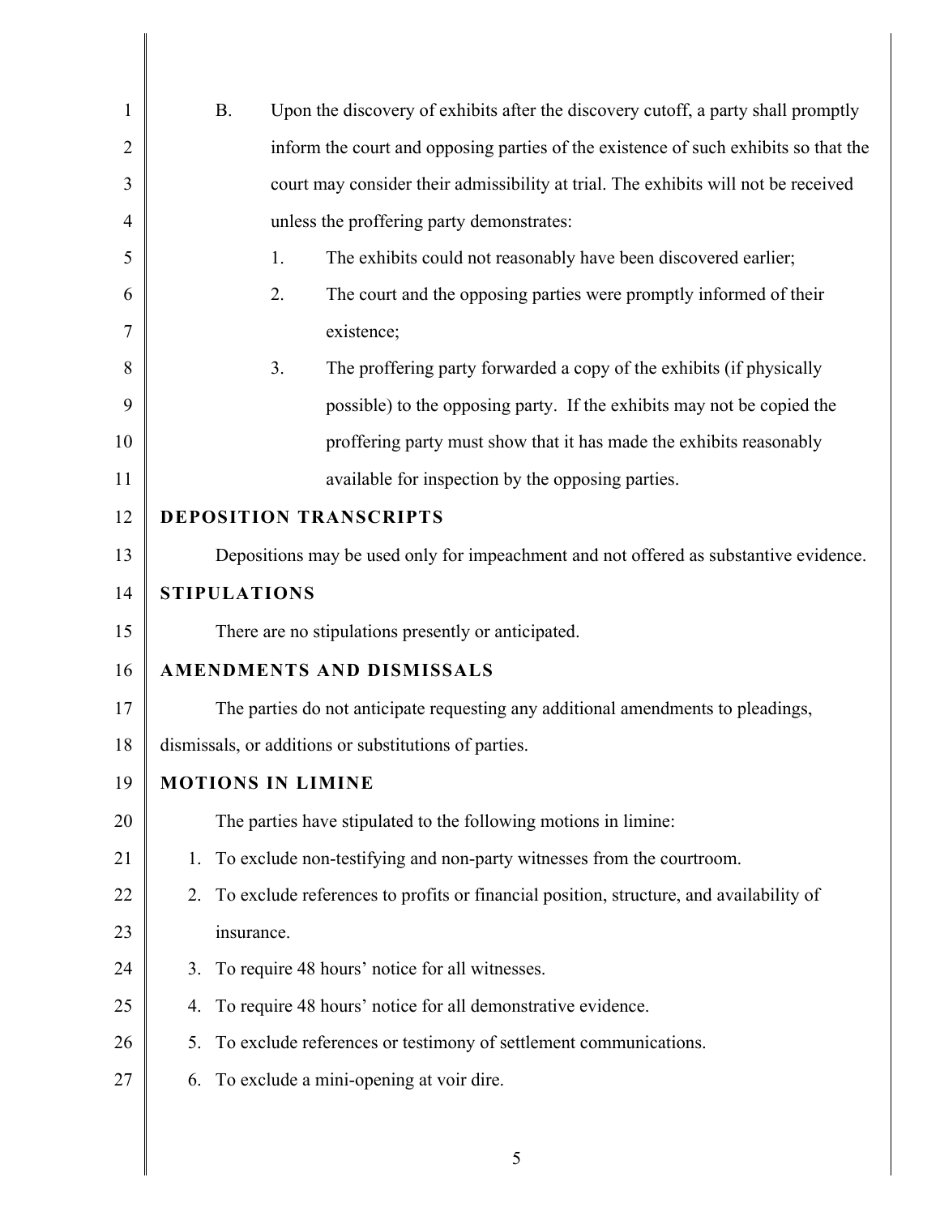B. Upon the discovery of exhibits after the discovery cutoff, a party shall promptly inform the court and opposing parties of the existence of such exhibits so that the court may consider their admissibility at trial. The exhibits will not be received unless the proffering party demonstrates:

   1. The exhibits could not reasonably have been discovered earlier;
   2. The court and the opposing parties were promptly informed of their existence;
   3. The proffering party forwarded a copy of the exhibits (if physically possible) to the opposing party. If the exhibits may not be copied the proffering party must show that it has made the exhibits reasonably available for inspection by the opposing parties.

## DEPOSITION TRANSCRIPTS

Depositions may be used only for impeachment and not offered as substantive evidence.

## STIPULATIONS

There are no stipulations presently or anticipated.

## AMENDMENTS AND DISMISSALS

The parties do not anticipate requesting any additional amendments to pleadings, dismissals, or additions or substitutions of parties.

## MOTIONS IN LIMINE

The parties have stipulated to the following motions in limine:

1. To exclude non-testifying and non-party witnesses from the courtroom.
2. To exclude references to profits or financial position, structure, and availability of insurance.
3. To require 48 hours' notice for all witnesses.
4. To require 48 hours' notice for all demonstrative evidence.
5. To exclude references or testimony of settlement communications.
6. To exclude a mini-opening at voir dire.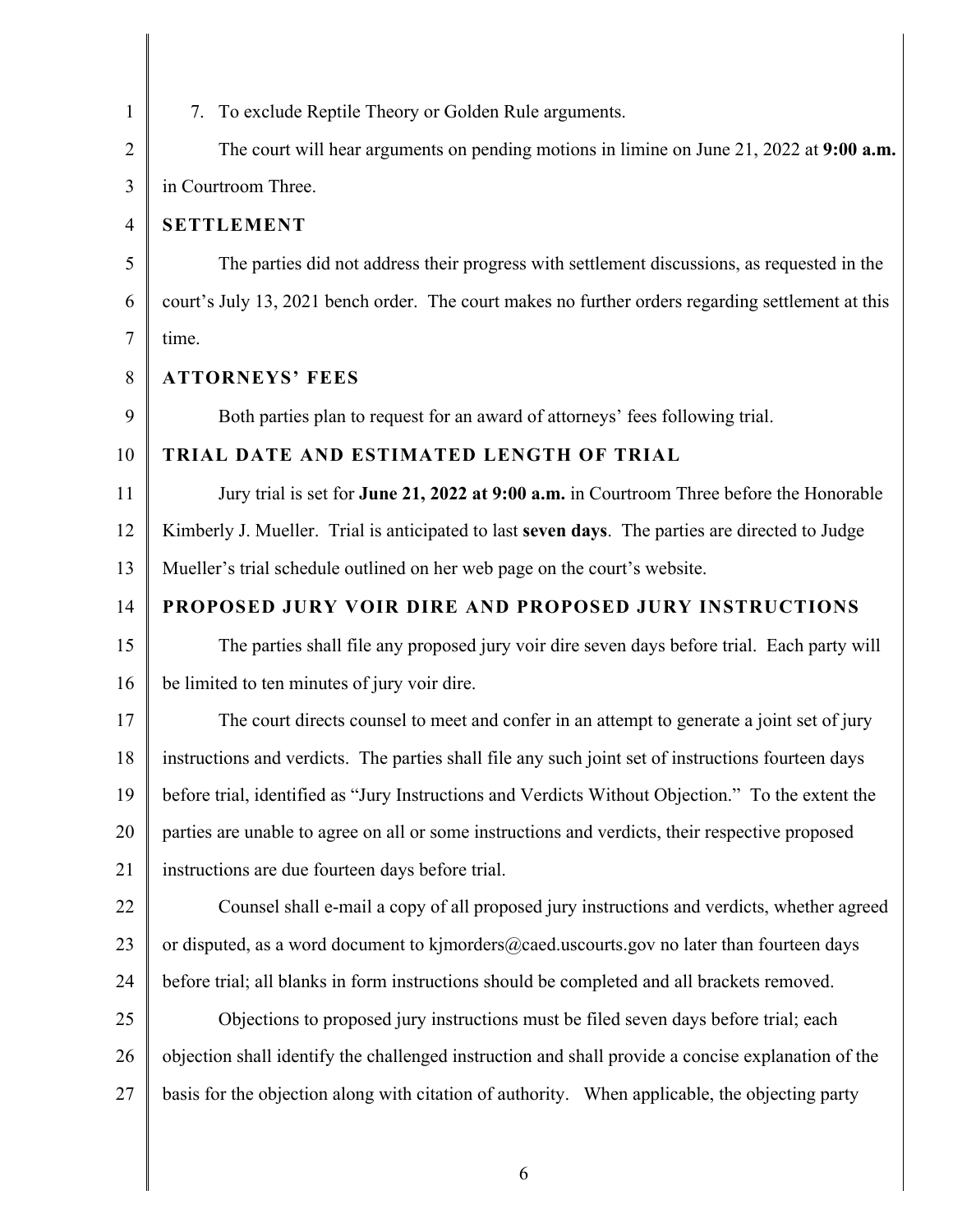7. To exclude Reptile Theory or Golden Rule arguments.

The court will hear arguments on pending motions in limine on June 21, 2022 at **9:00 a.m.** in Courtroom Three.

## SETTLEMENT

The parties did not address their progress with settlement discussions, as requested in the court's July 13, 2021 bench order. The court makes no further orders regarding settlement at this time.

## ATTORNEYS' FEES

Both parties plan to request for an award of attorneys' fees following trial.

## TRIAL DATE AND ESTIMATED LENGTH OF TRIAL

Jury trial is set for **June 21, 2022 at 9:00 a.m.** in Courtroom Three before the Honorable Kimberly J. Mueller. Trial is anticipated to last **seven days**. The parties are directed to Judge Mueller's trial schedule outlined on her web page on the court's website.

## PROPOSED JURY VOIR DIRE AND PROPOSED JURY INSTRUCTIONS

The parties shall file any proposed jury voir dire seven days before trial. Each party will be limited to ten minutes of jury voir dire.

The court directs counsel to meet and confer in an attempt to generate a joint set of jury instructions and verdicts. The parties shall file any such joint set of instructions fourteen days before trial, identified as "Jury Instructions and Verdicts Without Objection." To the extent the parties are unable to agree on all or some instructions and verdicts, their respective proposed instructions are due fourteen days before trial.

Counsel shall e-mail a copy of all proposed jury instructions and verdicts, whether agreed or disputed, as a word document to kjmorders@caed.uscourts.gov no later than fourteen days before trial; all blanks in form instructions should be completed and all brackets removed.

Objections to proposed jury instructions must be filed seven days before trial; each objection shall identify the challenged instruction and shall provide a concise explanation of the basis for the objection along with citation of authority. When applicable, the objecting party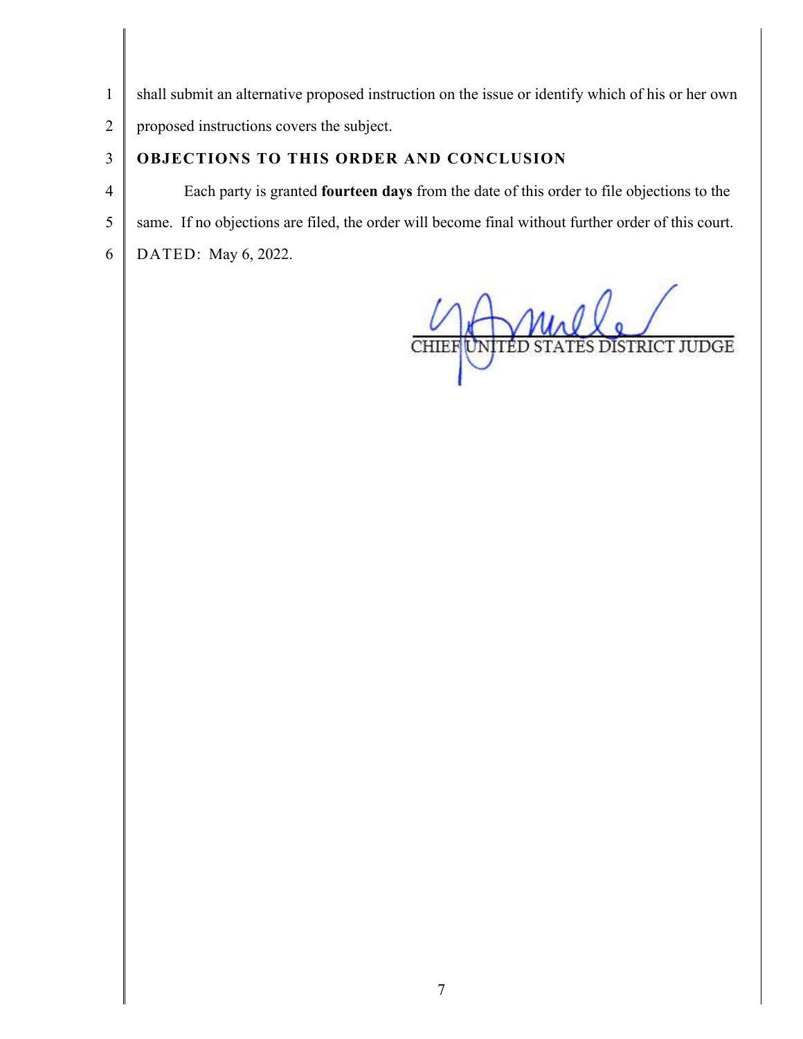shall submit an alternative proposed instruction on the issue or identify which of his or her own proposed instructions covers the subject.

## OBJECTIONS TO THIS ORDER AND CONCLUSION

Each party is granted **fourteen days** from the date of this order to file objections to the same. If no objections are filed, the order will become final without further order of this court.

DATED: May 6, 2022.

CHIEF UNITED STATES DISTRICT JUDGE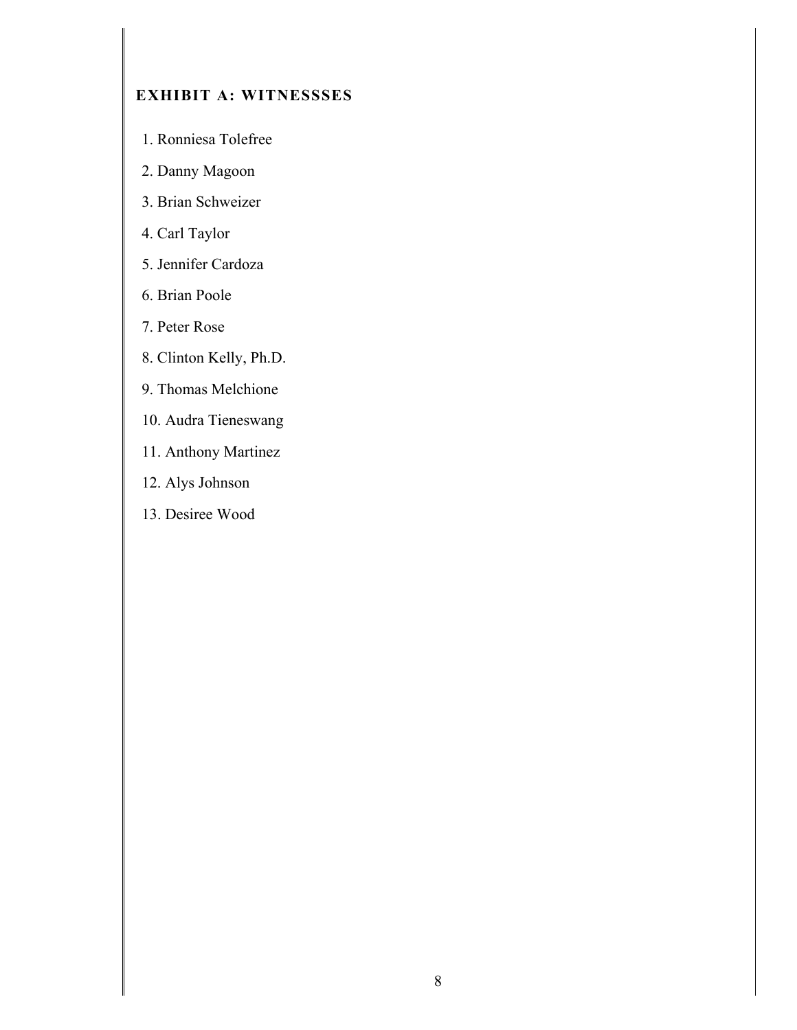## EXHIBIT A: WITNESSSES

1. Ronniesa Tolefree
2. Danny Magoon
3. Brian Schweizer
4. Carl Taylor
5. Jennifer Cardoza
6. Brian Poole
7. Peter Rose
8. Clinton Kelly, Ph.D.
9. Thomas Melchione
10. Audra Tieneswang
11. Anthony Martinez
12. Alys Johnson
13. Desiree Wood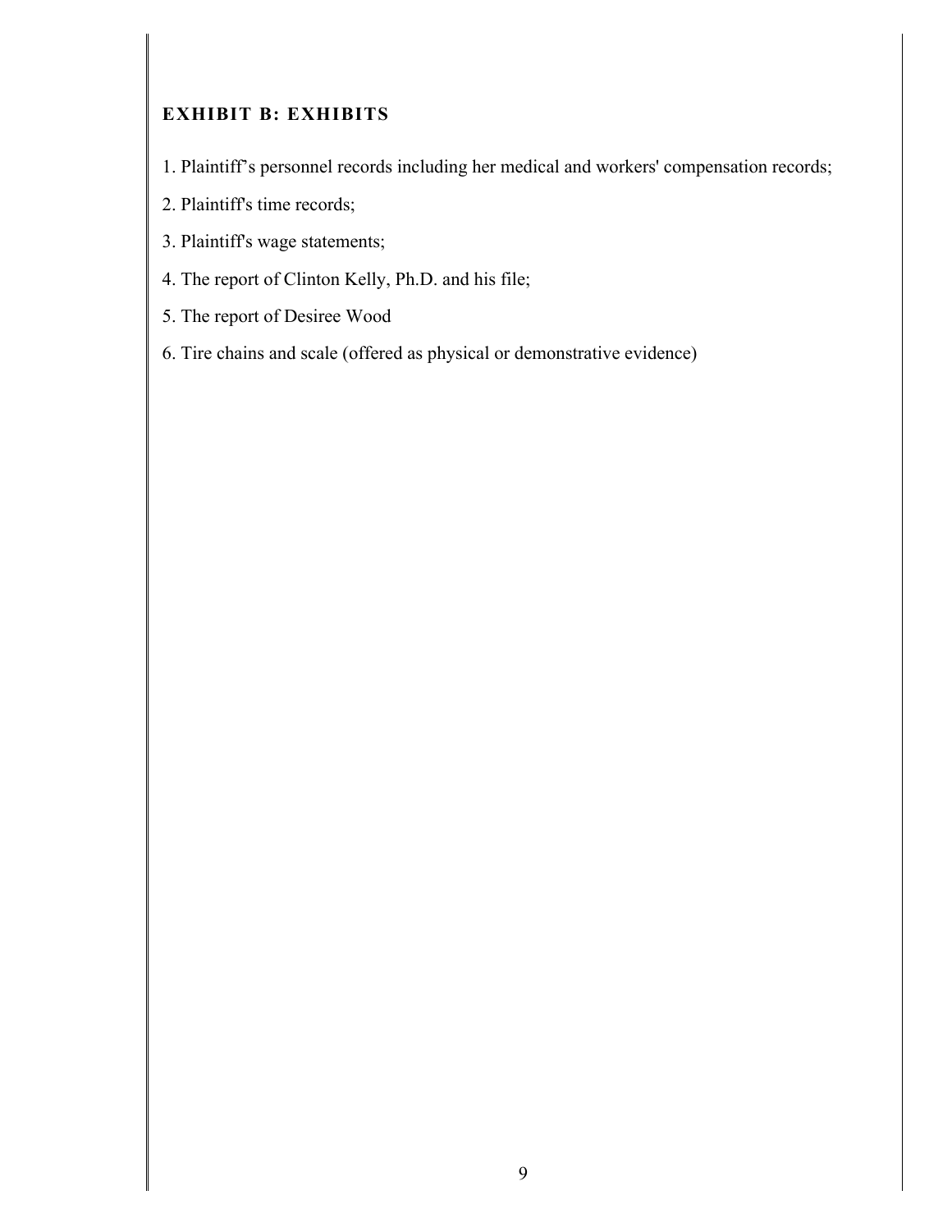## EXHIBIT B: EXHIBITS

1. Plaintiff's personnel records including her medical and workers' compensation records;
2. Plaintiff's time records;
3. Plaintiff's wage statements;
4. The report of Clinton Kelly, Ph.D. and his file;
5. The report of Desiree Wood
6. Tire chains and scale (offered as physical or demonstrative evidence)